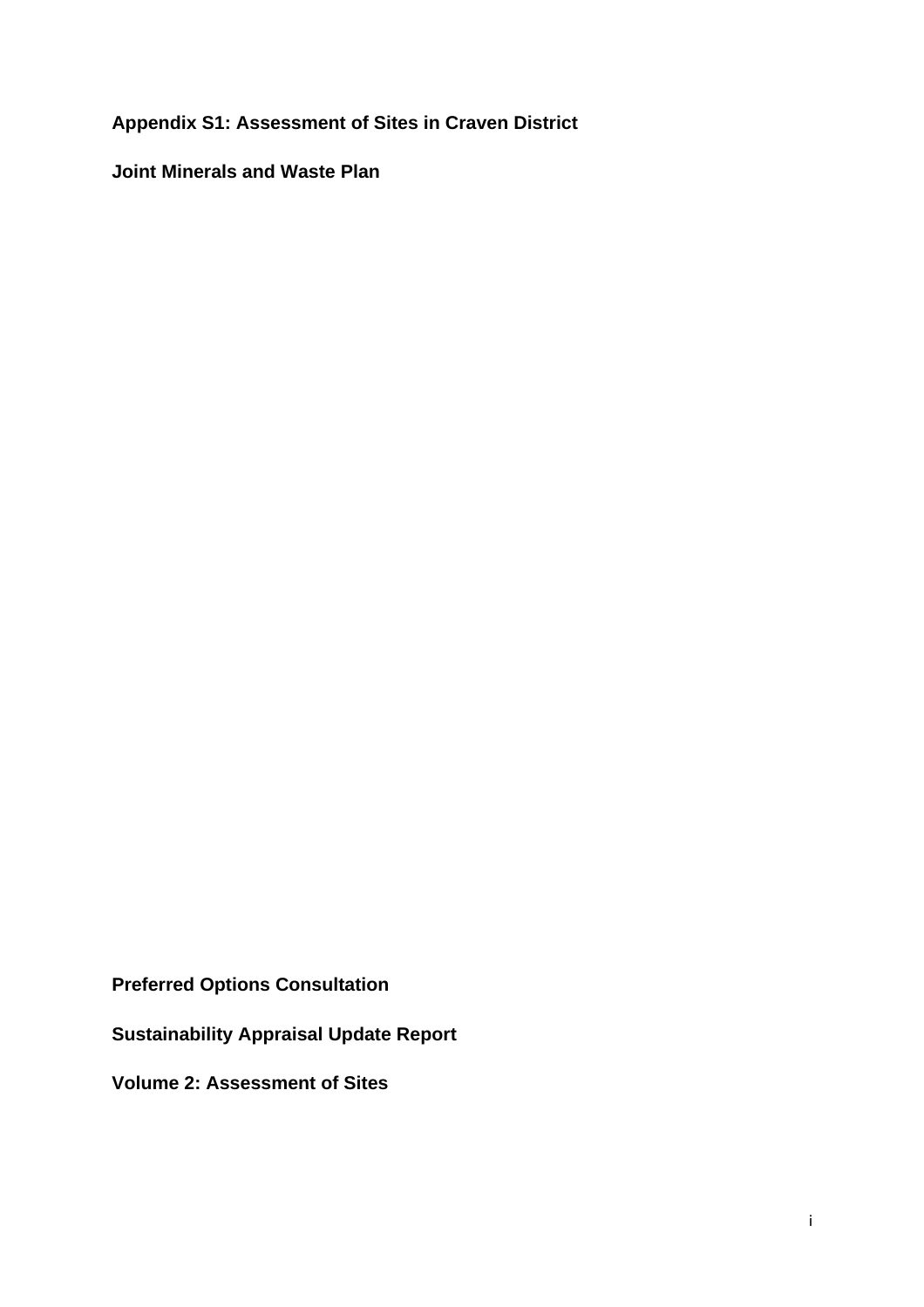**Appendix S1: Assessment of Sites in Craven District**

**Joint Minerals and Waste Plan**

**Preferred Options Consultation**

**Sustainability Appraisal Update Report**

**Volume 2: Assessment of Sites**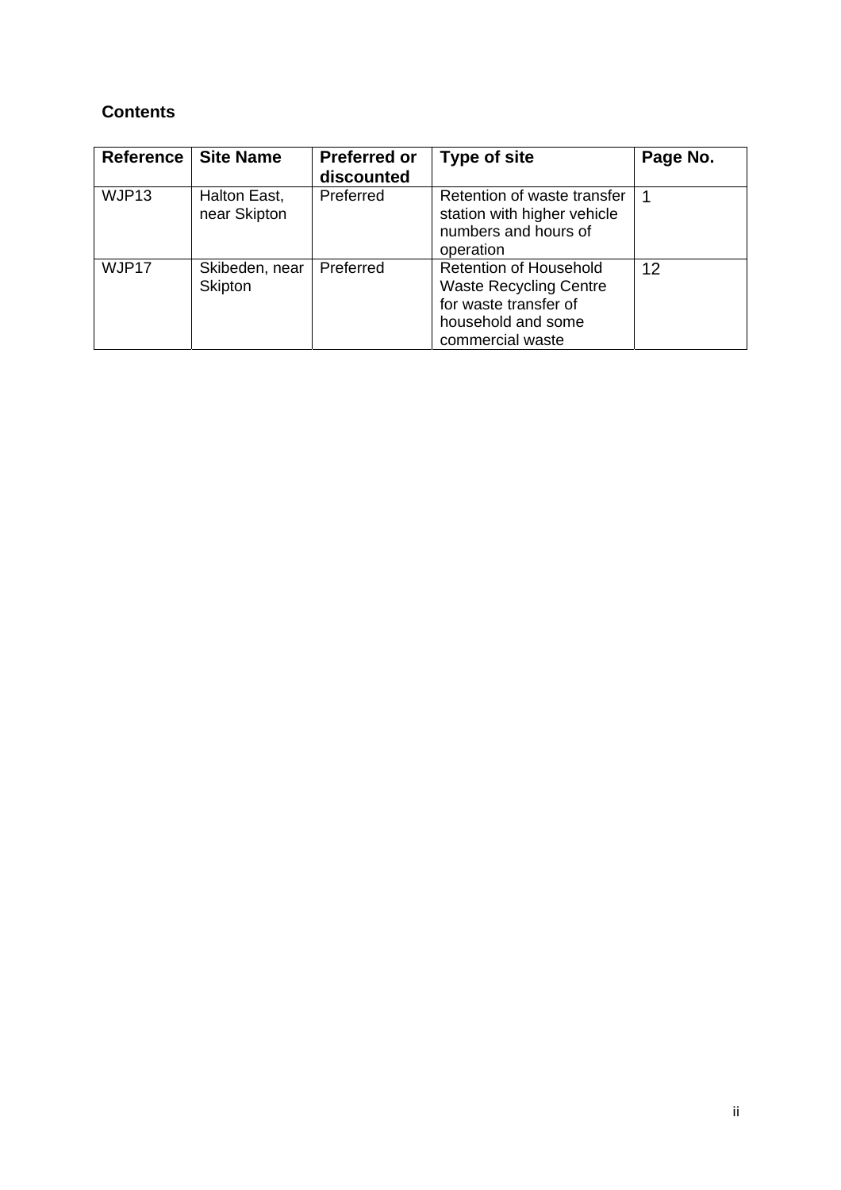**Contents**

| Reference | Site Name | Preferred or discounted | Type of site | Page No. |
|---|---|---|---|---|
| WJP13 | Halton East, near Skipton | Preferred | Retention of waste transfer station with higher vehicle numbers and hours of operation | 1 |
| WJP17 | Skibeden, near Skipton | Preferred | Retention of Household Waste Recycling Centre for waste transfer of household and some commercial waste | 12 |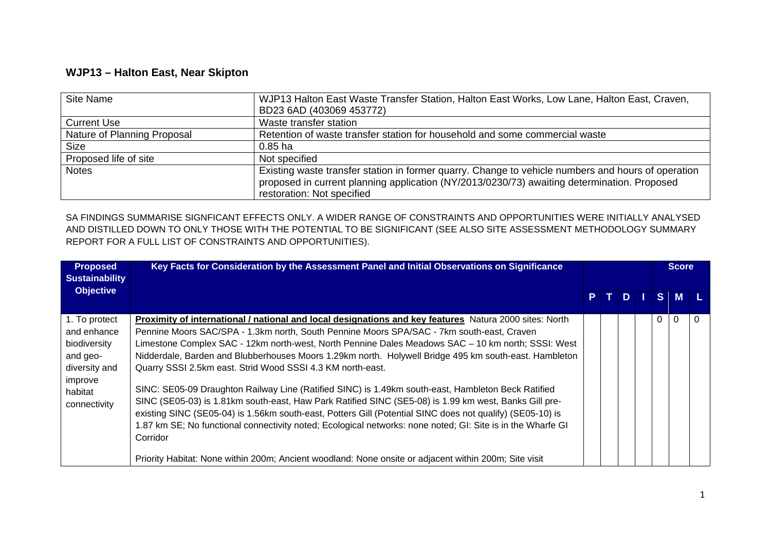## WJP13 – Halton East, Near Skipton

| Site Name | WJP13 Halton East Waste Transfer Station, Halton East Works, Low Lane, Halton East, Craven, BD23 6AD (403069 453772) |
|---|---|
| Current Use | Waste transfer station |
| Nature of Planning Proposal | Retention of waste transfer station for household and some commercial waste |
| Size | 0.85 ha |
| Proposed life of site | Not specified |
| Notes | Existing waste transfer station in former quarry. Change to vehicle numbers and hours of operation proposed in current planning application (NY/2013/0230/73) awaiting determination. Proposed restoration: Not specified |

SA FINDINGS SUMMARISE SIGNFICANT EFFECTS ONLY. A WIDER RANGE OF CONSTRAINTS AND OPPORTUNITIES WERE INITIALLY ANALYSED AND DISTILLED DOWN TO ONLY THOSE WITH THE POTENTIAL TO BE SIGNIFICANT (SEE ALSO SITE ASSESSMENT METHODOLOGY SUMMARY REPORT FOR A FULL LIST OF CONSTRAINTS AND OPPORTUNITIES).

| Proposed Sustainability Objective | Key Facts for Consideration by the Assessment Panel and Initial Observations on Significance | | | | | Score | | |
|---|---|---|---|---|---|---|---|---|
| | | P | T | D | I | S | M | L |
| 1. To protect and enhance biodiversity and geo-diversity and improve habitat connectivity | **Proximity of international / national and local designations and key features** Natura 2000 sites: North Pennine Moors SAC/SPA - 1.3km north, South Pennine Moors SPA/SAC - 7km south-east, Craven Limestone Complex SAC - 12km north-west, North Pennine Dales Meadows SAC – 10 km north; SSSI: West Nidderdale, Barden and Blubberhouses Moors 1.29km north. Holywell Bridge 495 km south-east. Hambleton Quarry SSSI 2.5km east. Strid Wood SSSI 4.3 KM north-east.<br><br>SINC: SE05-09 Draughton Railway Line (Ratified SINC) is 1.49km south-east, Hambleton Beck Ratified SINC (SE05-03) is 1.81km south-east, Haw Park Ratified SINC (SE5-08) is 1.99 km west, Banks Gill pre-existing SINC (SE05-04) is 1.56km south-east, Potters Gill (Potential SINC does not qualify) (SE05-10) is 1.87 km SE; No functional connectivity noted; Ecological networks: none noted; GI: Site is in the Wharfe GI Corridor<br><br>Priority Habitat: None within 200m; Ancient woodland: None onsite or adjacent within 200m; Site visit | | | | | 0 | 0 | 0 |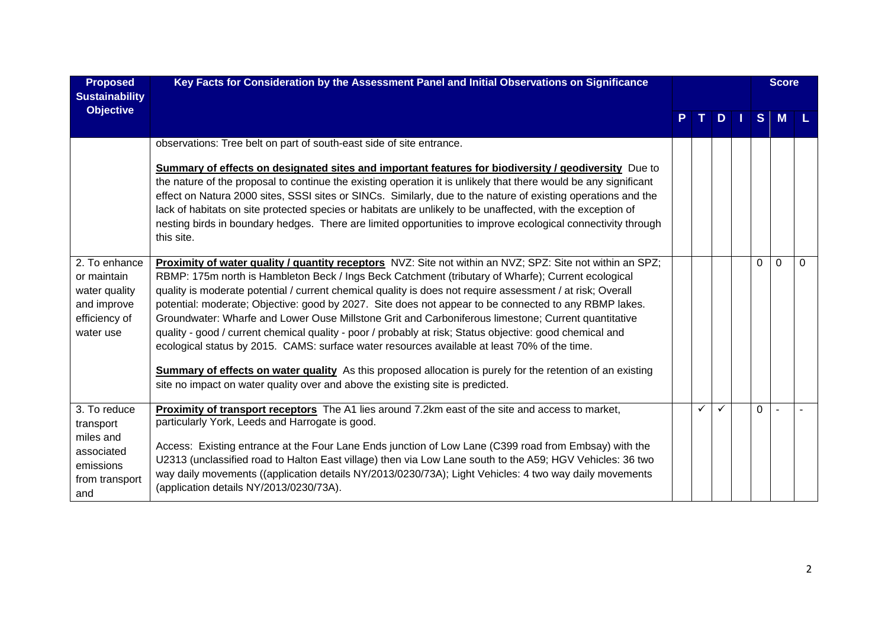| Proposed Sustainability Objective | Key Facts for Consideration by the Assessment Panel and Initial Observations on Significance | P | T | D | I | Score S | M | L |
|---|---|---|---|---|---|---|---|---|
| | observations: Tree belt on part of south-east side of site entrance.<br><br>**Summary of effects on designated sites and important features for biodiversity / geodiversity** Due to the nature of the proposal to continue the existing operation it is unlikely that there would be any significant effect on Natura 2000 sites, SSSI sites or SINCs. Similarly, due to the nature of existing operations and the lack of habitats on site protected species or habitats are unlikely to be unaffected, with the exception of nesting birds in boundary hedges. There are limited opportunities to improve ecological connectivity through this site. | | | | | | | |
| 2. To enhance or maintain water quality and improve efficiency of water use | **Proximity of water quality / quantity receptors** NVZ: Site not within an NVZ; SPZ: Site not within an SPZ; RBMP: 175m north is Hambleton Beck / Ings Beck Catchment (tributary of Wharfe); Current ecological quality is moderate potential / current chemical quality is does not require assessment / at risk; Overall potential: moderate; Objective: good by 2027. Site does not appear to be connected to any RBMP lakes. Groundwater: Wharfe and Lower Ouse Millstone Grit and Carboniferous limestone; Current quantitative quality - good / current chemical quality - poor / probably at risk; Status objective: good chemical and ecological status by 2015. CAMS: surface water resources available at least 70% of the time.<br><br>**Summary of effects on water quality** As this proposed allocation is purely for the retention of an existing site no impact on water quality over and above the existing site is predicted. | | | | | 0 | 0 | 0 |
| 3. To reduce transport miles and associated emissions from transport and | **Proximity of transport receptors** The A1 lies around 7.2km east of the site and access to market, particularly York, Leeds and Harrogate is good.<br><br>Access: Existing entrance at the Four Lane Ends junction of Low Lane (C399 road from Embsay) with the U2313 (unclassified road to Halton East village) then via Low Lane south to the A59; HGV Vehicles: 36 two way daily movements ((application details NY/2013/0230/73A); Light Vehicles: 4 two way daily movements (application details NY/2013/0230/73A). | | ✓ | ✓ | | 0 | - | - |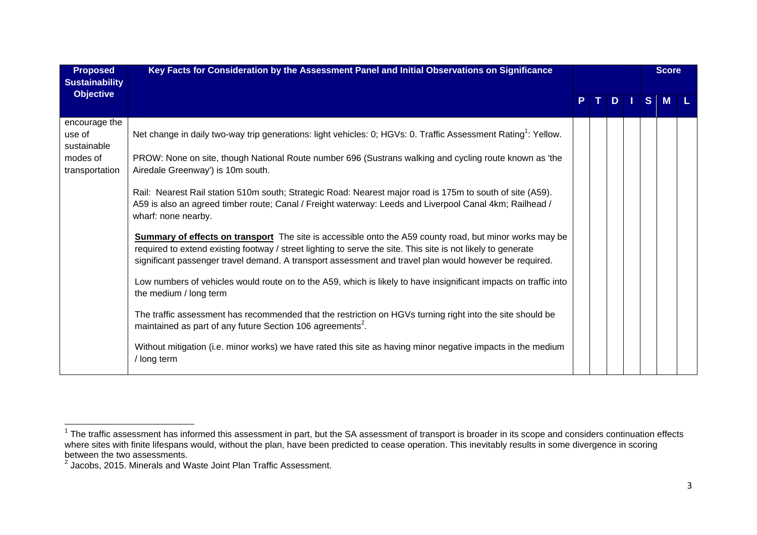| Proposed Sustainability Objective | Key Facts for Consideration by the Assessment Panel and Initial Observations on Significance | P | T | D | I | Score S | M | L |
|---|---|---|---|---|---|---|---|---|
| encourage the use of sustainable modes of transportation | Net change in daily two-way trip generations: light vehicles: 0; HGVs: 0. Traffic Assessment Rating[1]: Yellow.<br><br>PROW: None on site, though National Route number 696 (Sustrans walking and cycling route known as 'the Airedale Greenway') is 10m south.<br><br>Rail: Nearest Rail station 510m south; Strategic Road: Nearest major road is 175m to south of site (A59). A59 is also an agreed timber route; Canal / Freight waterway: Leeds and Liverpool Canal 4km; Railhead / wharf: none nearby.<br><br>**Summary of effects on transport** The site is accessible onto the A59 county road, but minor works may be required to extend existing footway / street lighting to serve the site. This site is not likely to generate significant passenger travel demand. A transport assessment and travel plan would however be required.<br><br>Low numbers of vehicles would route on to the A59, which is likely to have insignificant impacts on traffic into the medium / long term<br><br>The traffic assessment has recommended that the restriction on HGVs turning right into the site should be maintained as part of any future Section 106 agreements[2].<br><br>Without mitigation (i.e. minor works) we have rated this site as having minor negative impacts in the medium / long term | | | | | | | |

[1] The traffic assessment has informed this assessment in part, but the SA assessment of transport is broader in its scope and considers continuation effects where sites with finite lifespans would, without the plan, have been predicted to cease operation. This inevitably results in some divergence in scoring between the two assessments.

[2] Jacobs, 2015. Minerals and Waste Joint Plan Traffic Assessment.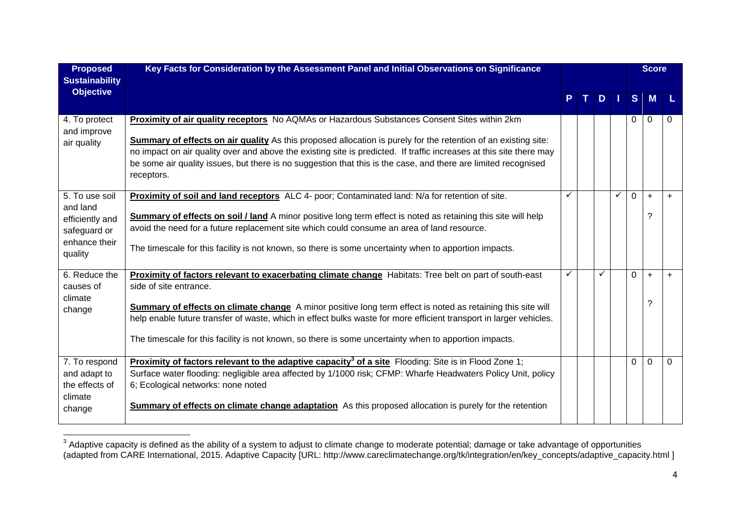| Proposed Sustainability Objective | Key Facts for Consideration by the Assessment Panel and Initial Observations on Significance | P | T | D | I | S | M | L |
|---|---|---|---|---|---|---|---|---|
| | | | | | | **Score** | | |
| 4. To protect and improve air quality | **Proximity of air quality receptors** No AQMAs or Hazardous Substances Consent Sites within 2km<br><br>**Summary of effects on air quality** As this proposed allocation is purely for the retention of an existing site: no impact on air quality over and above the existing site is predicted. If traffic increases at this site there may be some air quality issues, but there is no suggestion that this is the case, and there are limited recognised receptors. | | | | | 0 | 0 | 0 |
| 5. To use soil and land efficiently and safeguard or enhance their quality | **Proximity of soil and land receptors** ALC 4- poor; Contaminated land: N/a for retention of site.<br><br>**Summary of effects on soil / land** A minor positive long term effect is noted as retaining this site will help avoid the need for a future replacement site which could consume an area of land resource.<br><br>The timescale for this facility is not known, so there is some uncertainty when to apportion impacts. | ✓ | | | ✓ | 0 | + ? | + |
| 6. Reduce the causes of climate change | **Proximity of factors relevant to exacerbating climate change** Habitats: Tree belt on part of south-east side of site entrance.<br><br>**Summary of effects on climate change** A minor positive long term effect is noted as retaining this site will help enable future transfer of waste, which in effect bulks waste for more efficient transport in larger vehicles.<br><br>The timescale for this facility is not known, so there is some uncertainty when to apportion impacts. | ✓ | | ✓ | | 0 | + ? | + |
| 7. To respond and adapt to the effects of climate change | **Proximity of factors relevant to the adaptive capacity[3] of a site** Flooding: Site is in Flood Zone 1; Surface water flooding: negligible area affected by 1/1000 risk; CFMP: Wharfe Headwaters Policy Unit, policy 6; Ecological networks: none noted<br><br>**Summary of effects on climate change adaptation** As this proposed allocation is purely for the retention | | | | | 0 | 0 | 0 |

[3] Adaptive capacity is defined as the ability of a system to adjust to climate change to moderate potential; damage or take advantage of opportunities (adapted from CARE International, 2015. Adaptive Capacity [URL: http://www.careclimatechange.org/tk/integration/en/key_concepts/adaptive_capacity.html ]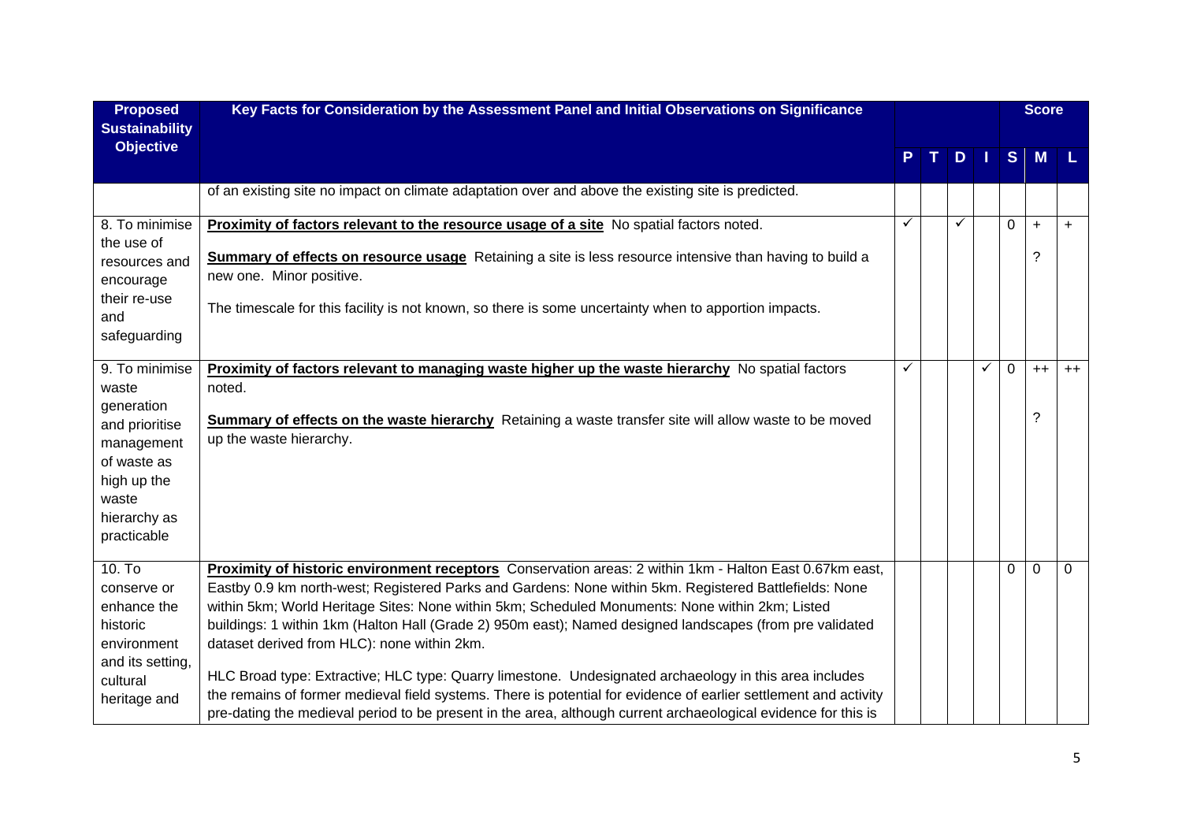| Proposed Sustainability Objective | Key Facts for Consideration by the Assessment Panel and Initial Observations on Significance | P | T | D | I | S | M | L |
|---|---|---|---|---|---|---|---|---|
| | of an existing site no impact on climate adaptation over and above the existing site is predicted. | | | | | | | |
| 8. To minimise the use of resources and encourage their re-use and safeguarding | **Proximity of factors relevant to the resource usage of a site** No spatial factors noted.<br><br>**Summary of effects on resource usage** Retaining a site is less resource intensive than having to build a new one. Minor positive.<br><br>The timescale for this facility is not known, so there is some uncertainty when to apportion impacts. | ✓ | | ✓ | | 0 | +<br><br>? | + |
| 9. To minimise waste generation and prioritise management of waste as high up the waste hierarchy as practicable | **Proximity of factors relevant to managing waste higher up the waste hierarchy** No spatial factors noted.<br><br>**Summary of effects on the waste hierarchy** Retaining a waste transfer site will allow waste to be moved up the waste hierarchy. | ✓ | | | ✓ | 0 | ++<br><br>? | ++ |
| 10. To conserve or enhance the historic environment and its setting, cultural heritage and | **Proximity of historic environment receptors** Conservation areas: 2 within 1km - Halton East 0.67km east, Eastby 0.9 km north-west; Registered Parks and Gardens: None within 5km. Registered Battlefields: None within 5km; World Heritage Sites: None within 5km; Scheduled Monuments: None within 2km; Listed buildings: 1 within 1km (Halton Hall (Grade 2) 950m east); Named designed landscapes (from pre validated dataset derived from HLC): none within 2km.<br><br>HLC Broad type: Extractive; HLC type: Quarry limestone. Undesignated archaeology in this area includes the remains of former medieval field systems. There is potential for evidence of earlier settlement and activity pre-dating the medieval period to be present in the area, although current archaeological evidence for this is | | | | | 0 | 0 | 0 |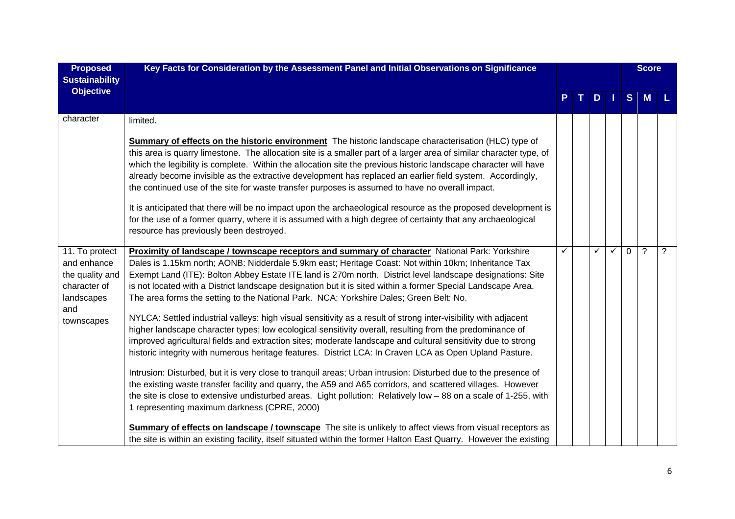| Proposed Sustainability Objective | Key Facts for Consideration by the Assessment Panel and Initial Observations on Significance | P | T | D | I | S | M | L |
|---|---|---|---|---|---|---|---|---|
| | | | | | | **Score** | | |
| character | limited.<br><br>**Summary of effects on the historic environment** The historic landscape characterisation (HLC) type of this area is quarry limestone. The allocation site is a smaller part of a larger area of similar character type, of which the legibility is complete. Within the allocation site the previous historic landscape character will have already become invisible as the extractive development has replaced an earlier field system. Accordingly, the continued use of the site for waste transfer purposes is assumed to have no overall impact.<br><br>It is anticipated that there will be no impact upon the archaeological resource as the proposed development is for the use of a former quarry, where it is assumed with a high degree of certainty that any archaeological resource has previously been destroyed. | | | | | | | |
| 11. To protect and enhance the quality and character of landscapes and townscapes | **Proximity of landscape / townscape receptors and summary of character** National Park: Yorkshire Dales is 1.15km north; AONB: Nidderdale 5.9km east; Heritage Coast: Not within 10km; Inheritance Tax Exempt Land (ITE): Bolton Abbey Estate ITE land is 270m north. District level landscape designations: Site is not located with a District landscape designation but it is sited within a former Special Landscape Area. The area forms the setting to the National Park. NCA: Yorkshire Dales; Green Belt: No.<br><br>NYLCA: Settled industrial valleys: high visual sensitivity as a result of strong inter-visibility with adjacent higher landscape character types; low ecological sensitivity overall, resulting from the predominance of improved agricultural fields and extraction sites; moderate landscape and cultural sensitivity due to strong historic integrity with numerous heritage features. District LCA: In Craven LCA as Open Upland Pasture.<br><br>Intrusion: Disturbed, but it is very close to tranquil areas; Urban intrusion: Disturbed due to the presence of the existing waste transfer facility and quarry, the A59 and A65 corridors, and scattered villages. However the site is close to extensive undisturbed areas. Light pollution: Relatively low – 88 on a scale of 1-255, with 1 representing maximum darkness (CPRE, 2000)<br><br>**Summary of effects on landscape / townscape** The site is unlikely to affect views from visual receptors as the site is within an existing facility, itself situated within the former Halton East Quarry. However the existing | ✓ | | ✓ | ✓ | 0 | ? | ? |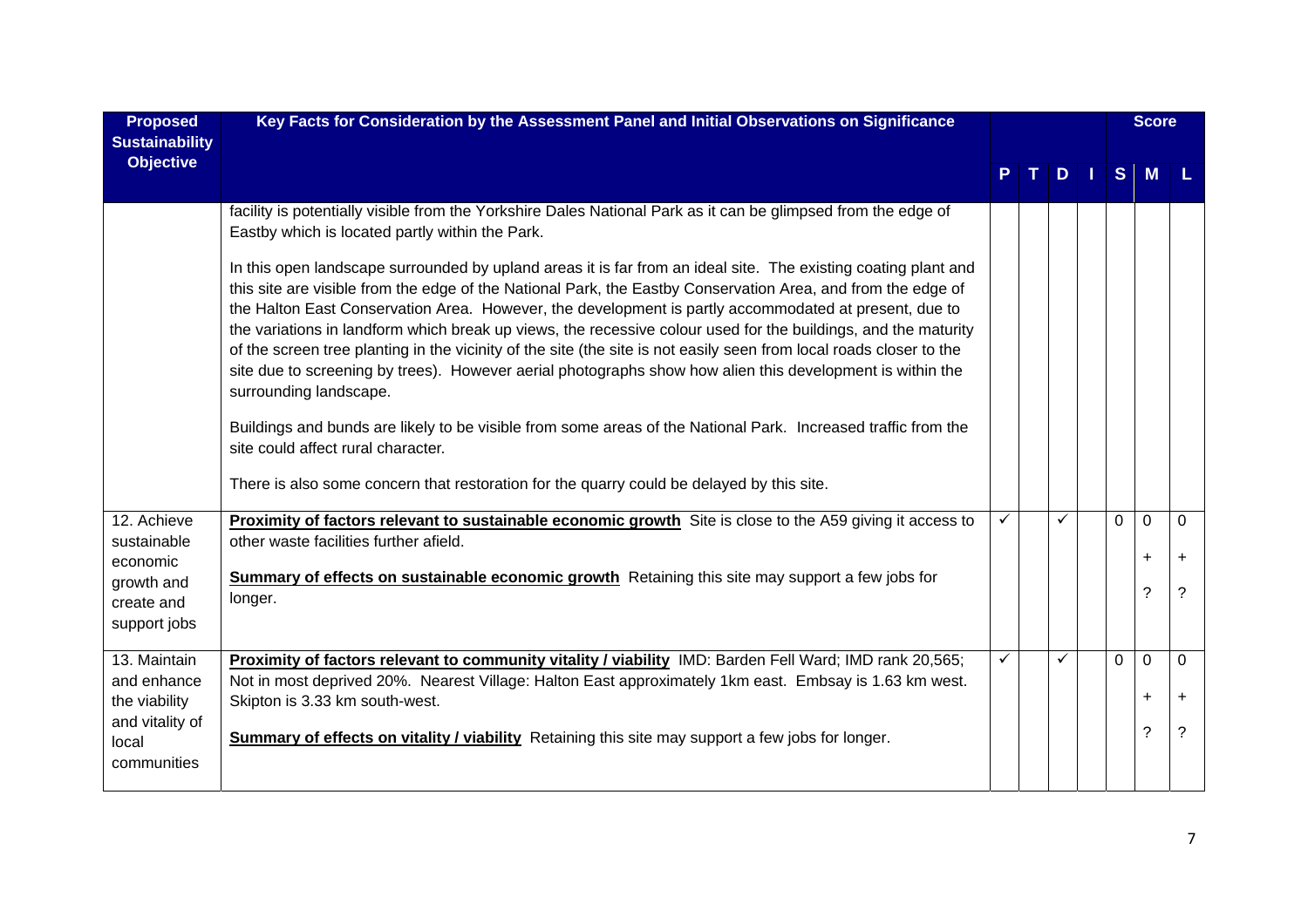| Proposed Sustainability Objective | Key Facts for Consideration by the Assessment Panel and Initial Observations on Significance | P | T | D | I | Score S | M | L |
|---|---|---|---|---|---|---|---|---|
| | facility is potentially visible from the Yorkshire Dales National Park as it can be glimpsed from the edge of Eastby which is located partly within the Park.<br><br>In this open landscape surrounded by upland areas it is far from an ideal site. The existing coating plant and this site are visible from the edge of the National Park, the Eastby Conservation Area, and from the edge of the Halton East Conservation Area. However, the development is partly accommodated at present, due to the variations in landform which break up views, the recessive colour used for the buildings, and the maturity of the screen tree planting in the vicinity of the site (the site is not easily seen from local roads closer to the site due to screening by trees). However aerial photographs show how alien this development is within the surrounding landscape.<br><br>Buildings and bunds are likely to be visible from some areas of the National Park. Increased traffic from the site could affect rural character.<br><br>There is also some concern that restoration for the quarry could be delayed by this site. | | | | | | | |
| 12. Achieve sustainable economic growth and create and support jobs | **Proximity of factors relevant to sustainable economic growth** Site is close to the A59 giving it access to other waste facilities further afield.<br><br>**Summary of effects on sustainable economic growth** Retaining this site may support a few jobs for longer. | ✓ | | ✓ | | 0 | 0<br>+<br>? | 0<br>+<br>? |
| 13. Maintain and enhance the viability and vitality of local communities | **Proximity of factors relevant to community vitality / viability** IMD: Barden Fell Ward; IMD rank 20,565; Not in most deprived 20%. Nearest Village: Halton East approximately 1km east. Embsay is 1.63 km west. Skipton is 3.33 km south-west.<br><br>**Summary of effects on vitality / viability** Retaining this site may support a few jobs for longer. | ✓ | | ✓ | | 0 | 0<br>+<br>? | 0<br>+<br>? |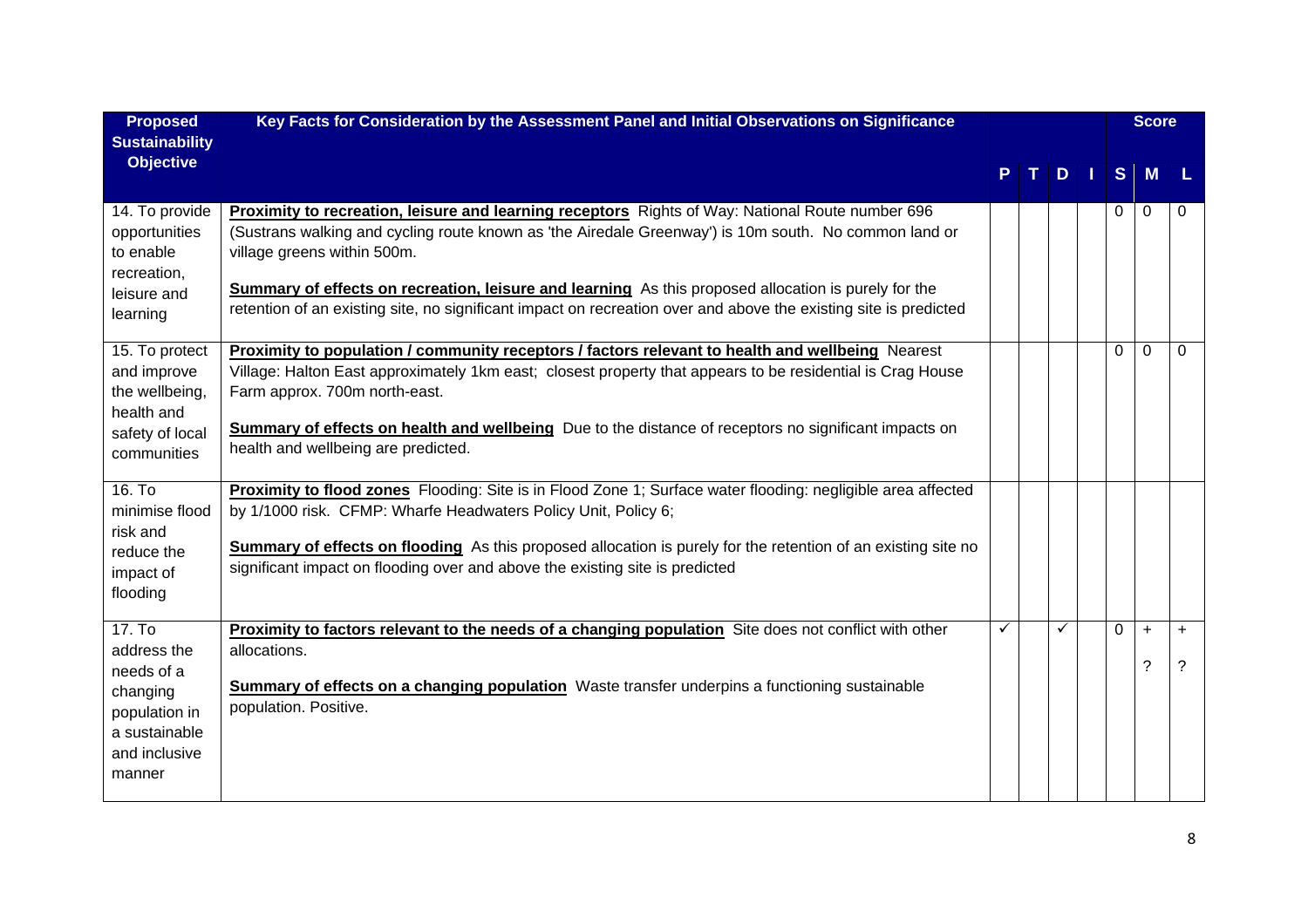| Proposed Sustainability Objective | Key Facts for Consideration by the Assessment Panel and Initial Observations on Significance | P | T | D | I | Score S | M | L |
|---|---|---|---|---|---|---|---|---|
| 14. To provide opportunities to enable recreation, leisure and learning | **Proximity to recreation, leisure and learning receptors** Rights of Way: National Route number 696 (Sustrans walking and cycling route known as 'the Airedale Greenway') is 10m south. No common land or village greens within 500m.<br><br>**Summary of effects on recreation, leisure and learning** As this proposed allocation is purely for the retention of an existing site, no significant impact on recreation over and above the existing site is predicted | | | | | 0 | 0 | 0 |
| 15. To protect and improve the wellbeing, health and safety of local communities | **Proximity to population / community receptors / factors relevant to health and wellbeing** Nearest Village: Halton East approximately 1km east; closest property that appears to be residential is Crag House Farm approx. 700m north-east.<br><br>**Summary of effects on health and wellbeing** Due to the distance of receptors no significant impacts on health and wellbeing are predicted. | | | | | 0 | 0 | 0 |
| 16. To minimise flood risk and reduce the impact of flooding | **Proximity to flood zones** Flooding: Site is in Flood Zone 1; Surface water flooding: negligible area affected by 1/1000 risk. CFMP: Wharfe Headwaters Policy Unit, Policy 6;<br><br>**Summary of effects on flooding** As this proposed allocation is purely for the retention of an existing site no significant impact on flooding over and above the existing site is predicted | | | | | | | |
| 17. To address the needs of a changing population in a sustainable and inclusive manner | **Proximity to factors relevant to the needs of a changing population** Site does not conflict with other allocations.<br><br>**Summary of effects on a changing population** Waste transfer underpins a functioning sustainable population. Positive. | ✓ | | ✓ | | 0 | +<br>? | +<br>? |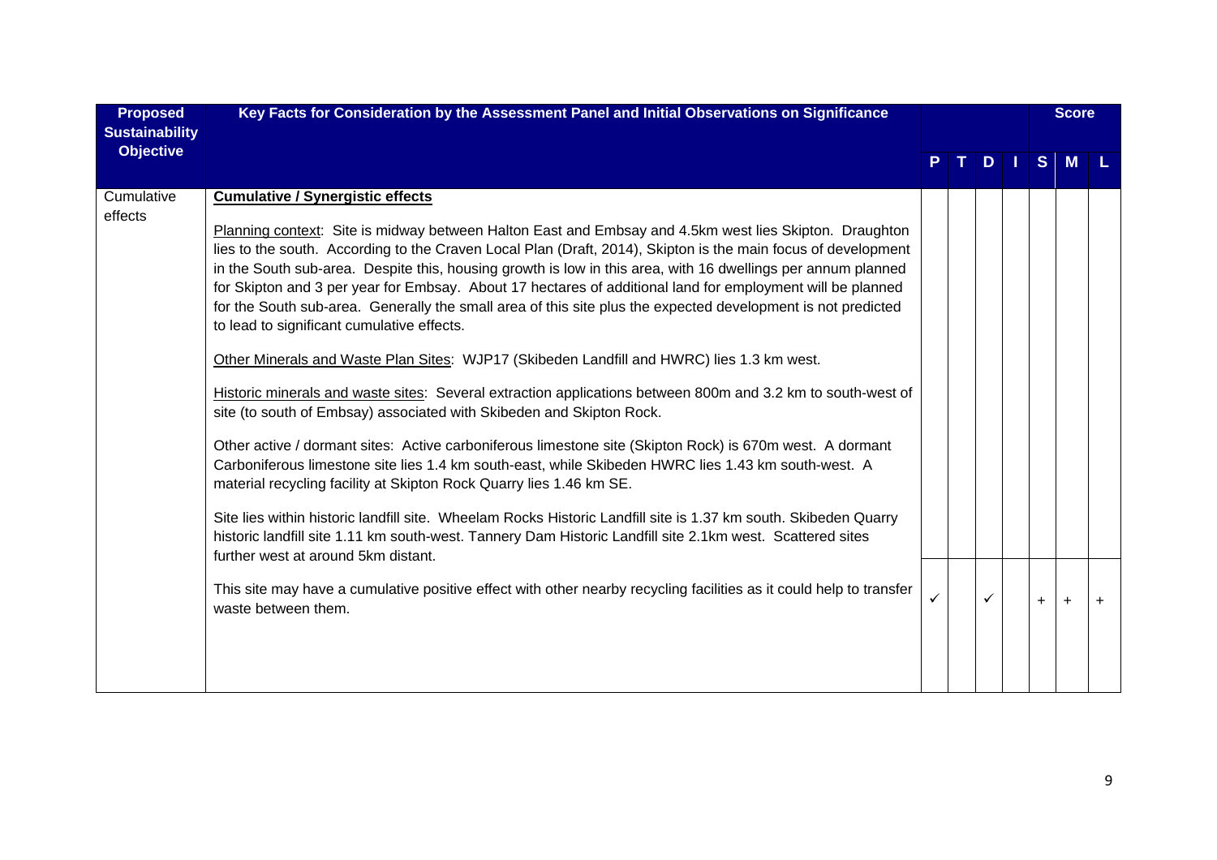| Proposed Sustainability Objective | Key Facts for Consideration by the Assessment Panel and Initial Observations on Significance | P | T | D | I | Score S | M | L |
|---|---|---|---|---|---|---|---|---|
| Cumulative effects | **Cumulative / Synergistic effects**<br><br>Planning context: Site is midway between Halton East and Embsay and 4.5km west lies Skipton. Draughton lies to the south. According to the Craven Local Plan (Draft, 2014), Skipton is the main focus of development in the South sub-area. Despite this, housing growth is low in this area, with 16 dwellings per annum planned for Skipton and 3 per year for Embsay. About 17 hectares of additional land for employment will be planned for the South sub-area. Generally the small area of this site plus the expected development is not predicted to lead to significant cumulative effects.<br><br>Other Minerals and Waste Plan Sites: WJP17 (Skibeden Landfill and HWRC) lies 1.3 km west.<br><br>Historic minerals and waste sites: Several extraction applications between 800m and 3.2 km to south-west of site (to south of Embsay) associated with Skibeden and Skipton Rock.<br><br>Other active / dormant sites: Active carboniferous limestone site (Skipton Rock) is 670m west. A dormant Carboniferous limestone site lies 1.4 km south-east, while Skibeden HWRC lies 1.43 km south-west. A material recycling facility at Skipton Rock Quarry lies 1.46 km SE.<br><br>Site lies within historic landfill site. Wheelam Rocks Historic Landfill site is 1.37 km south. Skibeden Quarry historic landfill site 1.11 km south-west. Tannery Dam Historic Landfill site 2.1km west. Scattered sites further west at around 5km distant. | | | | | | | |
| | This site may have a cumulative positive effect with other nearby recycling facilities as it could help to transfer waste between them. | ✓ | | ✓ | | + | + | + |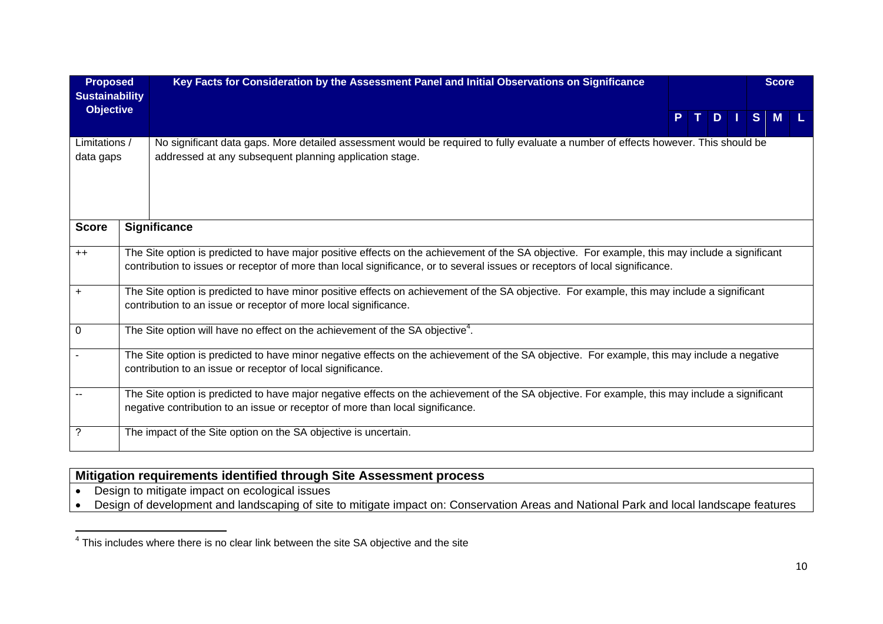| Proposed Sustainability Objective | Key Facts for Consideration by the Assessment Panel and Initial Observations on Significance | P | T | D | I | S | M | L |
|---|---|---|---|---|---|---|---|---|
| | | | | | | Score | | |
| Limitations / data gaps | No significant data gaps. More detailed assessment would be required to fully evaluate a number of effects however. This should be addressed at any subsequent planning application stage. | | | | | | | |

| Score | Significance |
|---|---|
| ++ | The Site option is predicted to have major positive effects on the achievement of the SA objective. For example, this may include a significant contribution to issues or receptor of more than local significance, or to several issues or receptors of local significance. |
| + | The Site option is predicted to have minor positive effects on achievement of the SA objective. For example, this may include a significant contribution to an issue or receptor of more local significance. |
| 0 | The Site option will have no effect on the achievement of the SA objective[4]. |
| - | The Site option is predicted to have minor negative effects on the achievement of the SA objective. For example, this may include a negative contribution to an issue or receptor of local significance. |
| -- | The Site option is predicted to have major negative effects on the achievement of the SA objective. For example, this may include a significant negative contribution to an issue or receptor of more than local significance. |
| ? | The impact of the Site option on the SA objective is uncertain. |

| Mitigation requirements identified through Site Assessment process |
|---|
| • Design to mitigate impact on ecological issues<br>• Design of development and landscaping of site to mitigate impact on: Conservation Areas and National Park and local landscape features |

[4] This includes where there is no clear link between the site SA objective and the site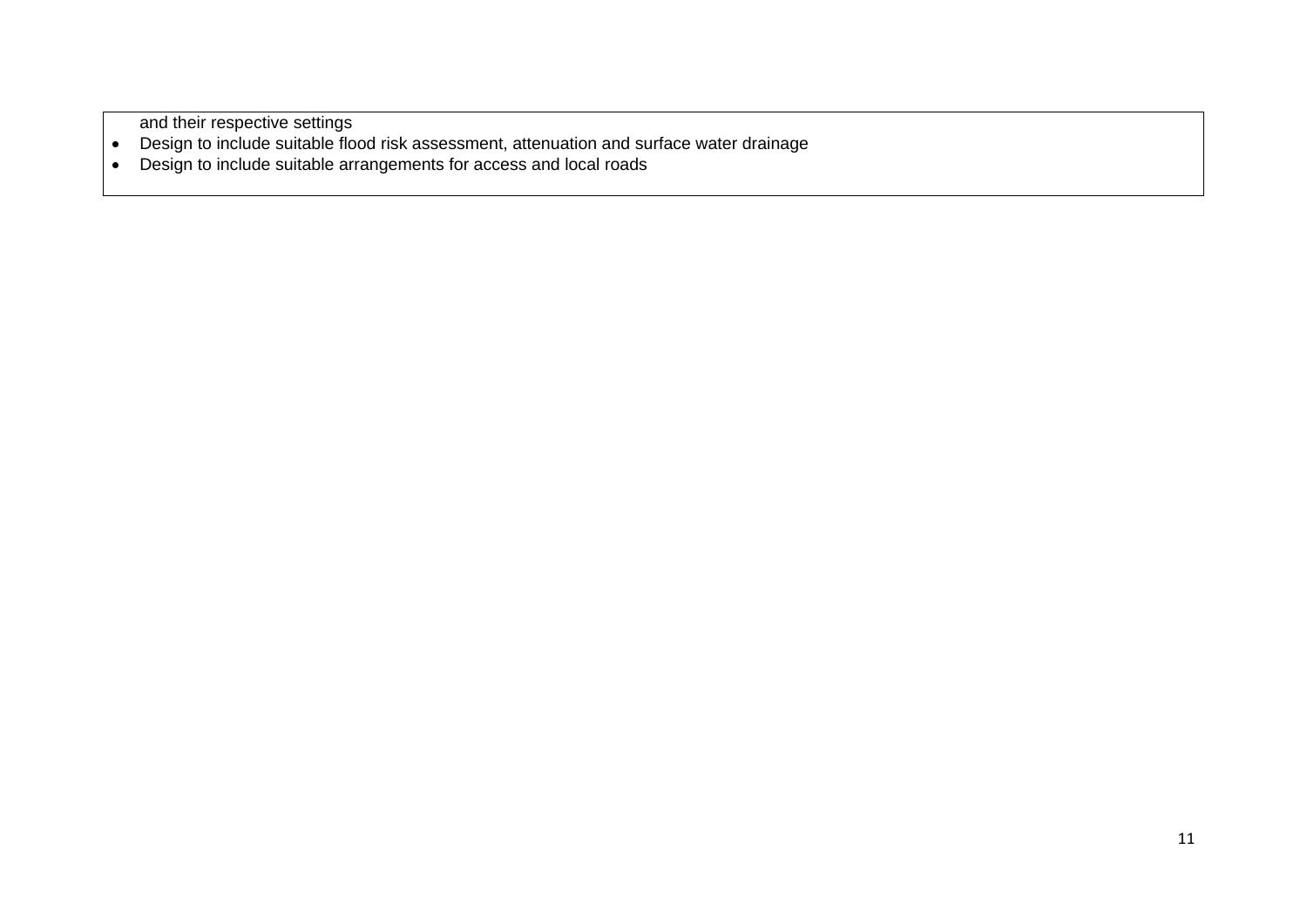and their respective settings

- Design to include suitable flood risk assessment, attenuation and surface water drainage
- Design to include suitable arrangements for access and local roads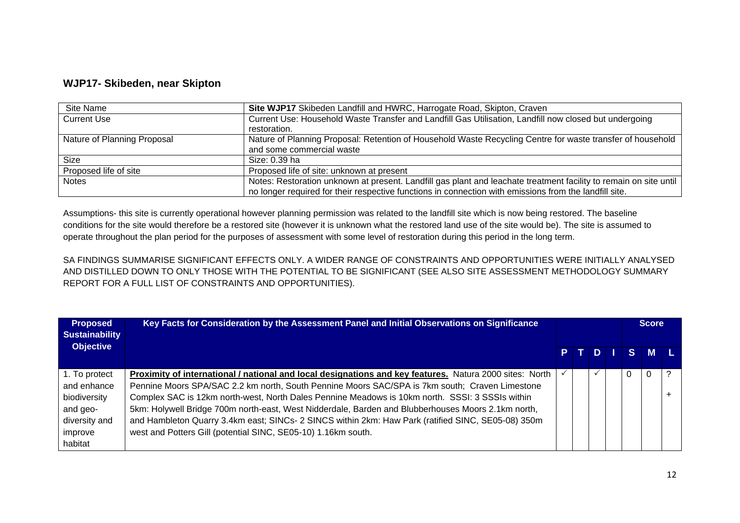## WJP17- Skibeden, near Skipton

| Site Name | **Site WJP17** Skibeden Landfill and HWRC, Harrogate Road, Skipton, Craven |
|---|---|
| Current Use | Current Use: Household Waste Transfer and Landfill Gas Utilisation, Landfill now closed but undergoing restoration. |
| Nature of Planning Proposal | Nature of Planning Proposal: Retention of Household Waste Recycling Centre for waste transfer of household and some commercial waste |
| Size | Size: 0.39 ha |
| Proposed life of site | Proposed life of site: unknown at present |
| Notes | Notes: Restoration unknown at present. Landfill gas plant and leachate treatment facility to remain on site until no longer required for their respective functions in connection with emissions from the landfill site. |

Assumptions- this site is currently operational however planning permission was related to the landfill site which is now being restored. The baseline conditions for the site would therefore be a restored site (however it is unknown what the restored land use of the site would be). The site is assumed to operate throughout the plan period for the purposes of assessment with some level of restoration during this period in the long term.

SA FINDINGS SUMMARISE SIGNIFICANT EFFECTS ONLY. A WIDER RANGE OF CONSTRAINTS AND OPPORTUNITIES WERE INITIALLY ANALYSED AND DISTILLED DOWN TO ONLY THOSE WITH THE POTENTIAL TO BE SIGNIFICANT (SEE ALSO SITE ASSESSMENT METHODOLOGY SUMMARY REPORT FOR A FULL LIST OF CONSTRAINTS AND OPPORTUNITIES).

| Proposed Sustainability Objective | Key Facts for Consideration by the Assessment Panel and Initial Observations on Significance | | | | | Score | | |
|---|---|---|---|---|---|---|---|---|
| | | P | T | D | I | S | M | L |
| 1. To protect and enhance biodiversity and geo-diversity and improve habitat | **Proximity of international / national and local designations and key features.** Natura 2000 sites: North Pennine Moors SPA/SAC 2.2 km north, South Pennine Moors SAC/SPA is 7km south; Craven Limestone Complex SAC is 12km north-west, North Dales Pennine Meadows is 10km north. SSSI: 3 SSSIs within 5km: Holywell Bridge 700m north-east, West Nidderdale, Barden and Blubberhouses Moors 2.1km north, and Hambleton Quarry 3.4km east; SINCs- 2 SINCS within 2km: Haw Park (ratified SINC, SE05-08) 350m west and Potters Gill (potential SINC, SE05-10) 1.16km south. | ✓ | | ✓ | | 0 | 0 | ? + |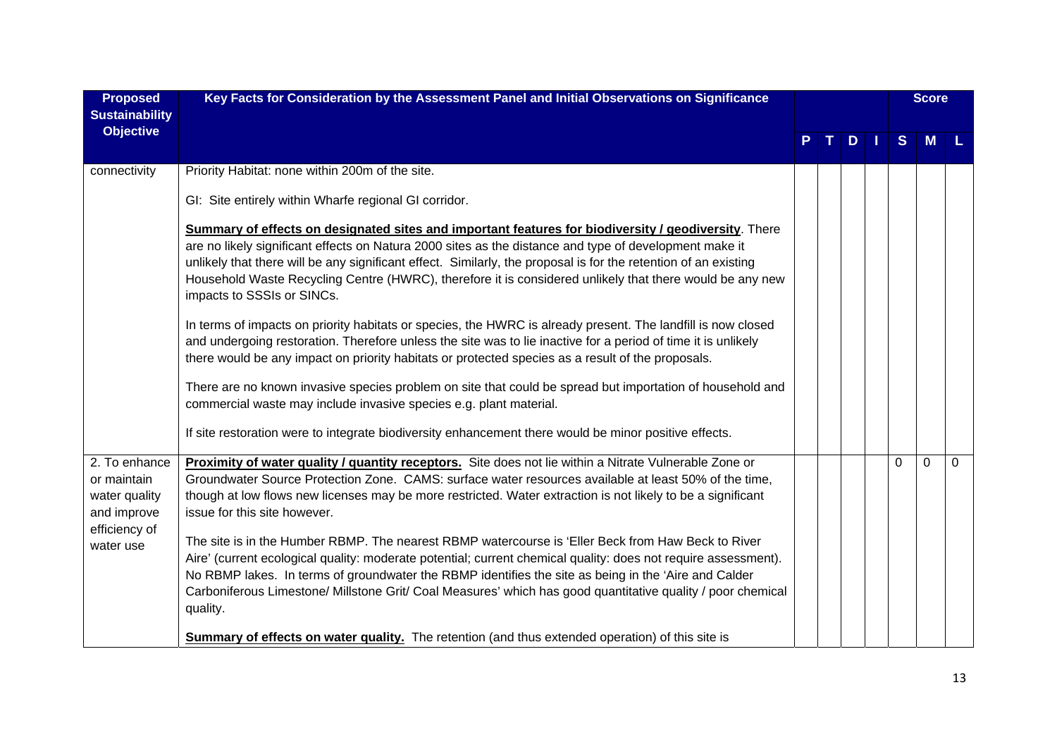| Proposed Sustainability Objective | Key Facts for Consideration by the Assessment Panel and Initial Observations on Significance | P | T | D | I | S | M | L |
|---|---|---|---|---|---|---|---|---|
| | | | | | | | Score | |
| connectivity | Priority Habitat: none within 200m of the site.<br><br>GI: Site entirely within Wharfe regional GI corridor.<br><br>**Summary of effects on designated sites and important features for biodiversity / geodiversity**. There are no likely significant effects on Natura 2000 sites as the distance and type of development make it unlikely that there will be any significant effect. Similarly, the proposal is for the retention of an existing Household Waste Recycling Centre (HWRC), therefore it is considered unlikely that there would be any new impacts to SSSIs or SINCs.<br><br>In terms of impacts on priority habitats or species, the HWRC is already present. The landfill is now closed and undergoing restoration. Therefore unless the site was to lie inactive for a period of time it is unlikely there would be any impact on priority habitats or protected species as a result of the proposals.<br><br>There are no known invasive species problem on site that could be spread but importation of household and commercial waste may include invasive species e.g. plant material.<br><br>If site restoration were to integrate biodiversity enhancement there would be minor positive effects. | | | | | | | |
| 2. To enhance or maintain water quality and improve efficiency of water use | **Proximity of water quality / quantity receptors.** Site does not lie within a Nitrate Vulnerable Zone or Groundwater Source Protection Zone. CAMS: surface water resources available at least 50% of the time, though at low flows new licenses may be more restricted. Water extraction is not likely to be a significant issue for this site however.<br><br>The site is in the Humber RBMP. The nearest RBMP watercourse is 'Eller Beck from Haw Beck to River Aire' (current ecological quality: moderate potential; current chemical quality: does not require assessment). No RBMP lakes. In terms of groundwater the RBMP identifies the site as being in the 'Aire and Calder Carboniferous Limestone/ Millstone Grit/ Coal Measures' which has good quantitative quality / poor chemical quality.<br><br>**Summary of effects on water quality.** The retention (and thus extended operation) of this site is | | | | | 0 | 0 | 0 |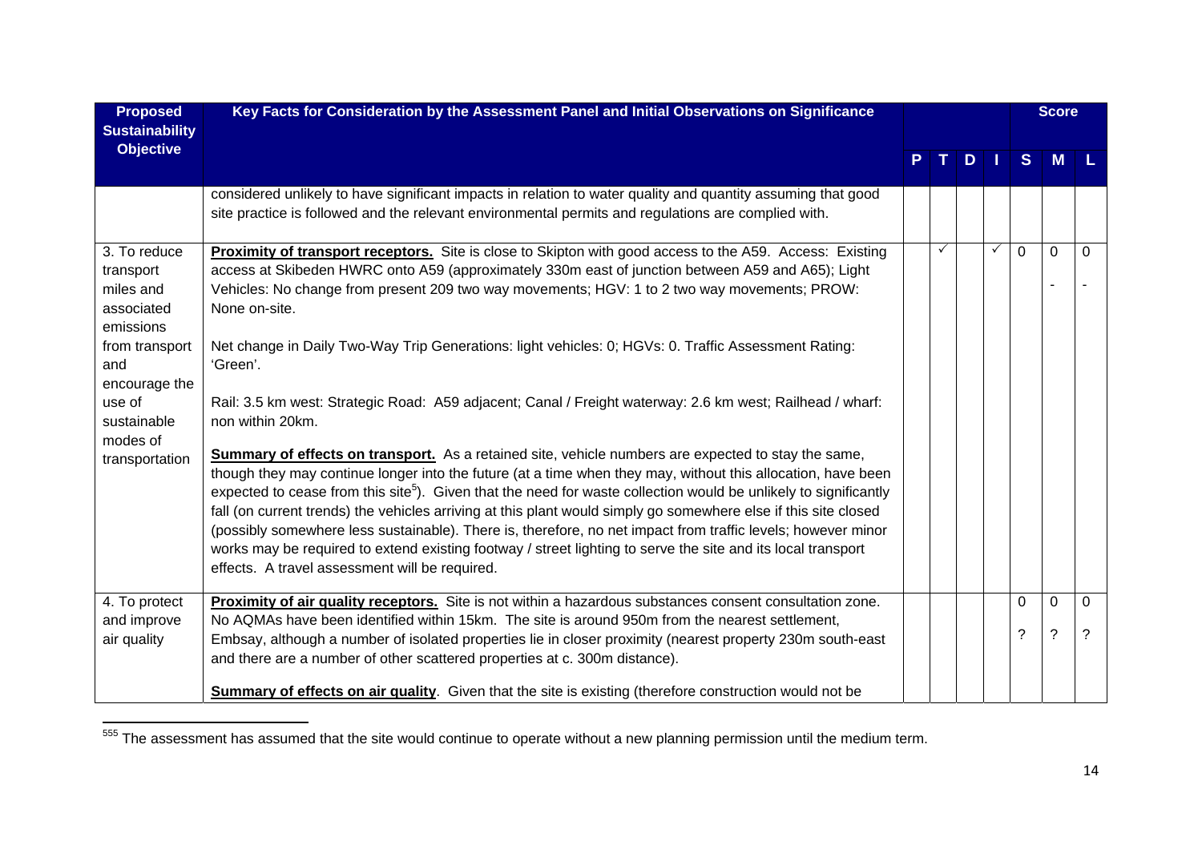| Proposed Sustainability Objective | Key Facts for Consideration by the Assessment Panel and Initial Observations on Significance | P | T | D | I | S | M | L |
|---|---|---|---|---|---|---|---|---|
| | considered unlikely to have significant impacts in relation to water quality and quantity assuming that good site practice is followed and the relevant environmental permits and regulations are complied with. | | | | | | | |
| 3. To reduce transport miles and associated emissions from transport and encourage the use of sustainable modes of transportation | **Proximity of transport receptors.** Site is close to Skipton with good access to the A59. Access: Existing access at Skibeden HWRC onto A59 (approximately 330m east of junction between A59 and A65); Light Vehicles: No change from present 209 two way movements; HGV: 1 to 2 two way movements; PROW: None on-site.<br><br>Net change in Daily Two-Way Trip Generations: light vehicles: 0; HGVs: 0. Traffic Assessment Rating: 'Green'.<br><br>Rail: 3.5 km west: Strategic Road: A59 adjacent; Canal / Freight waterway: 2.6 km west; Railhead / wharf: non within 20km.<br><br>**Summary of effects on transport.** As a retained site, vehicle numbers are expected to stay the same, though they may continue longer into the future (at a time when they may, without this allocation, have been expected to cease from this site[5]). Given that the need for waste collection would be unlikely to significantly fall (on current trends) the vehicles arriving at this plant would simply go somewhere else if this site closed (possibly somewhere less sustainable). There is, therefore, no net impact from traffic levels; however minor works may be required to extend existing footway / street lighting to serve the site and its local transport effects. A travel assessment will be required. | | ✓ | | ✓ | 0 | 0<br>- | 0<br>- |
| 4. To protect and improve air quality | **Proximity of air quality receptors.** Site is not within a hazardous substances consent consultation zone. No AQMAs have been identified within 15km. The site is around 950m from the nearest settlement, Embsay, although a number of isolated properties lie in closer proximity (nearest property 230m south-east and there are a number of other scattered properties at c. 300m distance).<br><br>**Summary of effects on air quality**. Given that the site is existing (therefore construction would not be | | | | | 0<br>? | 0<br>? | 0<br>? |

[555] The assessment has assumed that the site would continue to operate without a new planning permission until the medium term.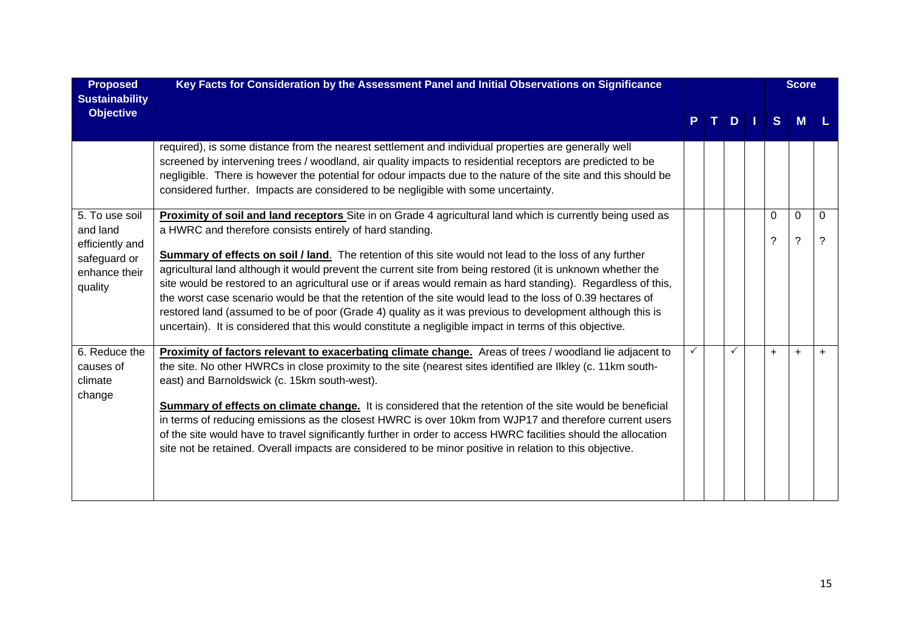| Proposed Sustainability Objective | Key Facts for Consideration by the Assessment Panel and Initial Observations on Significance | P | T | D | I | Score S | Score M | Score L |
|---|---|---|---|---|---|---|---|---|
| | required), is some distance from the nearest settlement and individual properties are generally well screened by intervening trees / woodland, air quality impacts to residential receptors are predicted to be negligible. There is however the potential for odour impacts due to the nature of the site and this should be considered further. Impacts are considered to be negligible with some uncertainty. | | | | | | | |
| 5. To use soil and land efficiently and safeguard or enhance their quality | **Proximity of soil and land receptors** Site in on Grade 4 agricultural land which is currently being used as a HWRC and therefore consists entirely of hard standing.<br><br>**Summary of effects on soil / land**. The retention of this site would not lead to the loss of any further agricultural land although it would prevent the current site from being restored (it is unknown whether the site would be restored to an agricultural use or if areas would remain as hard standing). Regardless of this, the worst case scenario would be that the retention of the site would lead to the loss of 0.39 hectares of restored land (assumed to be of poor (Grade 4) quality as it was previous to development although this is uncertain). It is considered that this would constitute a negligible impact in terms of this objective. | | | | | 0<br>? | 0<br>? | 0<br>? |
| 6. Reduce the causes of climate change | **Proximity of factors relevant to exacerbating climate change.** Areas of trees / woodland lie adjacent to the site. No other HWRCs in close proximity to the site (nearest sites identified are Ilkley (c. 11km south-east) and Barnoldswick (c. 15km south-west).<br><br>**Summary of effects on climate change.** It is considered that the retention of the site would be beneficial in terms of reducing emissions as the closest HWRC is over 10km from WJP17 and therefore current users of the site would have to travel significantly further in order to access HWRC facilities should the allocation site not be retained. Overall impacts are considered to be minor positive in relation to this objective. | ✓ | | ✓ | | + | + | + |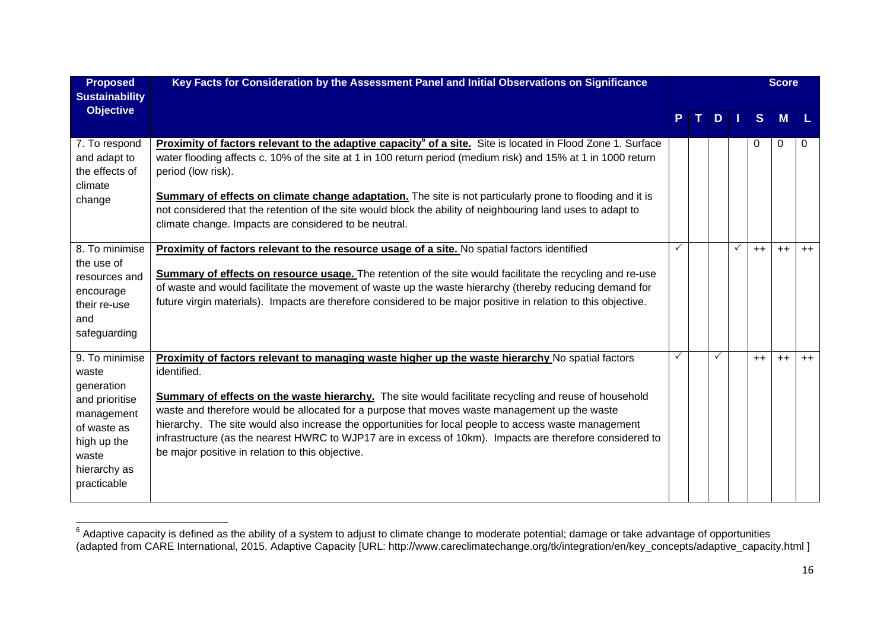| Proposed Sustainability Objective | Key Facts for Consideration by the Assessment Panel and Initial Observations on Significance | | | | | Score | | |
|---|---|---|---|---|---|---|---|---|
| | | P | T | D | I | S | M | L |
| 7. To respond and adapt to the effects of climate change | **Proximity of factors relevant to the adaptive capacity[6] of a site.** Site is located in Flood Zone 1. Surface water flooding affects c. 10% of the site at 1 in 100 return period (medium risk) and 15% at 1 in 1000 return period (low risk).<br><br>**Summary of effects on climate change adaptation.** The site is not particularly prone to flooding and it is not considered that the retention of the site would block the ability of neighbouring land uses to adapt to climate change. Impacts are considered to be neutral. | | | | | 0 | 0 | 0 |
| 8. To minimise the use of resources and encourage their re-use and safeguarding | **Proximity of factors relevant to the resource usage of a site.** No spatial factors identified<br><br>**Summary of effects on resource usage.** The retention of the site would facilitate the recycling and re-use of waste and would facilitate the movement of waste up the waste hierarchy (thereby reducing demand for future virgin materials). Impacts are therefore considered to be major positive in relation to this objective. | ✓ | | | ✓ | ++ | ++ | ++ |
| 9. To minimise waste generation and prioritise management of waste as high up the waste hierarchy as practicable | **Proximity of factors relevant to managing waste higher up the waste hierarchy** No spatial factors identified.<br><br>**Summary of effects on the waste hierarchy.** The site would facilitate recycling and reuse of household waste and therefore would be allocated for a purpose that moves waste management up the waste hierarchy. The site would also increase the opportunities for local people to access waste management infrastructure (as the nearest HWRC to WJP17 are in excess of 10km). Impacts are therefore considered to be major positive in relation to this objective. | ✓ | | ✓ | | ++ | ++ | ++ |

[6] Adaptive capacity is defined as the ability of a system to adjust to climate change to moderate potential; damage or take advantage of opportunities (adapted from CARE International, 2015. Adaptive Capacity [URL: http://www.careclimatechange.org/tk/integration/en/key_concepts/adaptive_capacity.html ]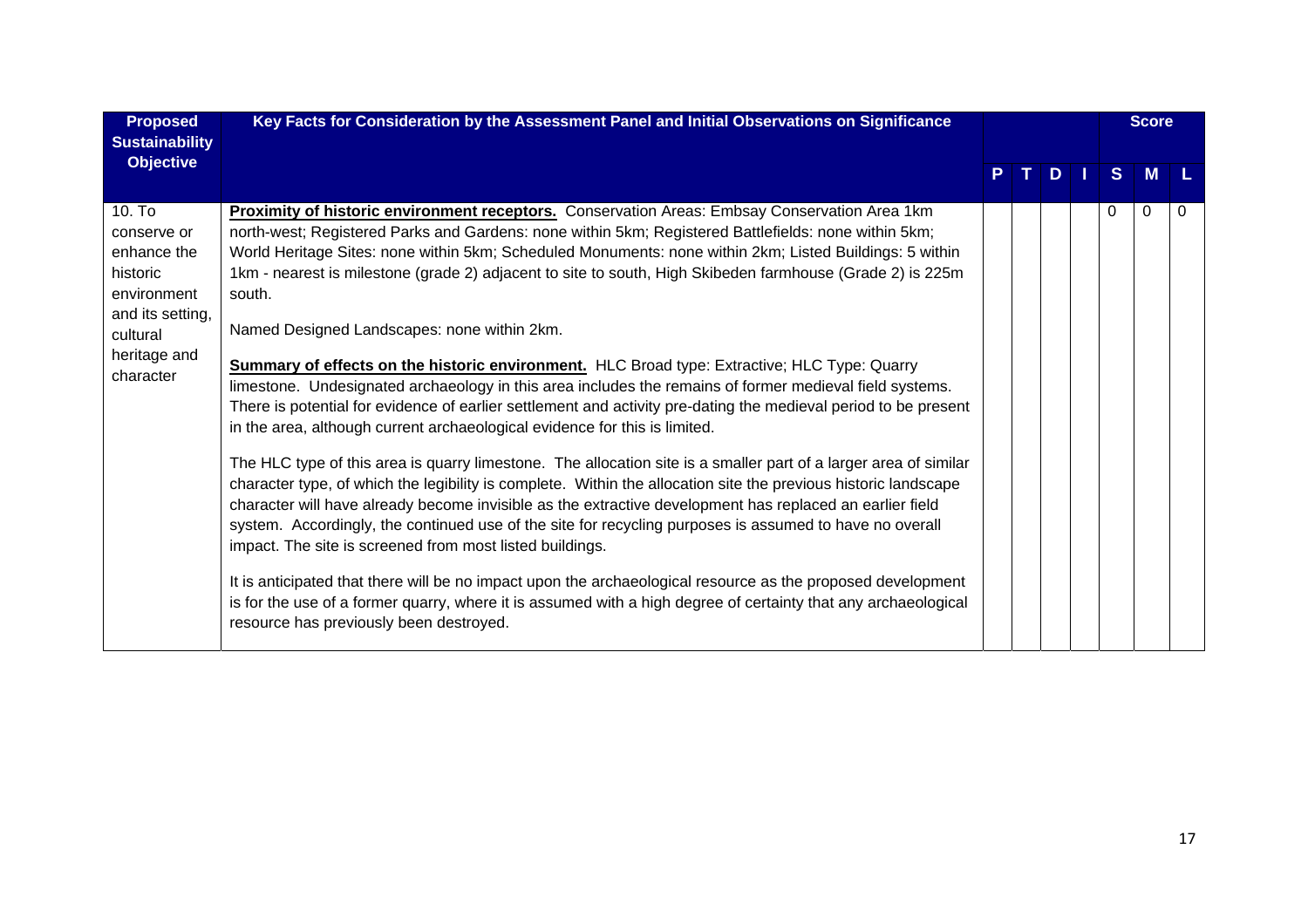| Proposed Sustainability Objective | Key Facts for Consideration by the Assessment Panel and Initial Observations on Significance | P | T | D | I | Score | | |
|---|---|---|---|---|---|---|---|---|
| | | | | | | S | M | L |
| 10. To conserve or enhance the historic environment and its setting, cultural heritage and character | **Proximity of historic environment receptors.** Conservation Areas: Embsay Conservation Area 1km north-west; Registered Parks and Gardens: none within 5km; Registered Battlefields: none within 5km; World Heritage Sites: none within 5km; Scheduled Monuments: none within 2km; Listed Buildings: 5 within 1km - nearest is milestone (grade 2) adjacent to site to south, High Skibeden farmhouse (Grade 2) is 225m south.<br><br>Named Designed Landscapes: none within 2km.<br><br>**Summary of effects on the historic environment.** HLC Broad type: Extractive; HLC Type: Quarry limestone. Undesignated archaeology in this area includes the remains of former medieval field systems. There is potential for evidence of earlier settlement and activity pre-dating the medieval period to be present in the area, although current archaeological evidence for this is limited.<br><br>The HLC type of this area is quarry limestone. The allocation site is a smaller part of a larger area of similar character type, of which the legibility is complete. Within the allocation site the previous historic landscape character will have already become invisible as the extractive development has replaced an earlier field system. Accordingly, the continued use of the site for recycling purposes is assumed to have no overall impact. The site is screened from most listed buildings.<br><br>It is anticipated that there will be no impact upon the archaeological resource as the proposed development is for the use of a former quarry, where it is assumed with a high degree of certainty that any archaeological resource has previously been destroyed. | | | | | 0 | 0 | 0 |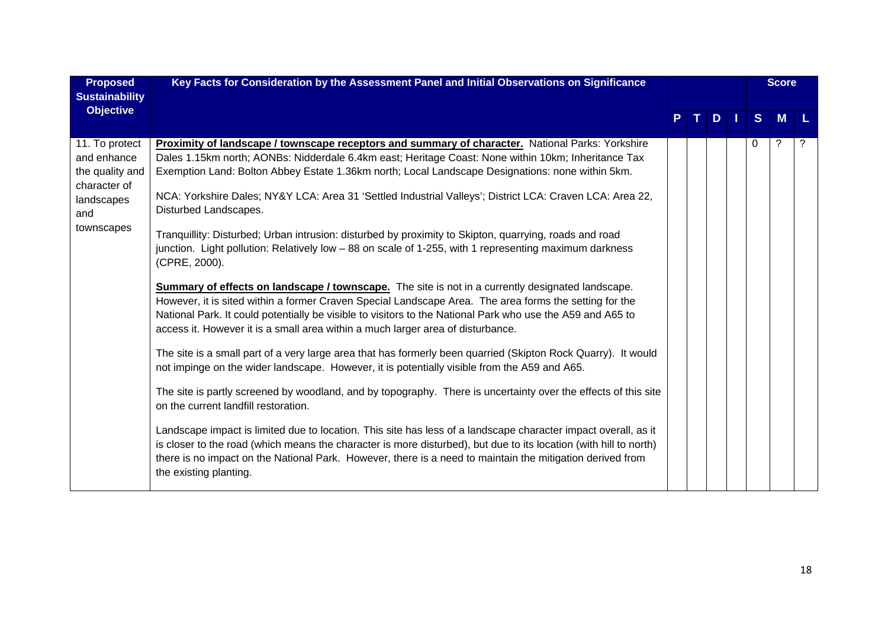| Proposed Sustainability Objective | Key Facts for Consideration by the Assessment Panel and Initial Observations on Significance | P | T | D | I | Score S | M | L |
|---|---|---|---|---|---|---|---|---|
| 11. To protect and enhance the quality and character of landscapes and townscapes | **Proximity of landscape / townscape receptors and summary of character.** National Parks: Yorkshire Dales 1.15km north; AONBs: Nidderdale 6.4km east; Heritage Coast: None within 10km; Inheritance Tax Exemption Land: Bolton Abbey Estate 1.36km north; Local Landscape Designations: none within 5km.<br><br>NCA: Yorkshire Dales; NY&Y LCA: Area 31 'Settled Industrial Valleys'; District LCA: Craven LCA: Area 22, Disturbed Landscapes.<br><br>Tranquillity: Disturbed; Urban intrusion: disturbed by proximity to Skipton, quarrying, roads and road junction. Light pollution: Relatively low – 88 on scale of 1-255, with 1 representing maximum darkness (CPRE, 2000).<br><br>**Summary of effects on landscape / townscape.** The site is not in a currently designated landscape. However, it is sited within a former Craven Special Landscape Area. The area forms the setting for the National Park. It could potentially be visible to visitors to the National Park who use the A59 and A65 to access it. However it is a small area within a much larger area of disturbance.<br><br>The site is a small part of a very large area that has formerly been quarried (Skipton Rock Quarry). It would not impinge on the wider landscape. However, it is potentially visible from the A59 and A65.<br><br>The site is partly screened by woodland, and by topography. There is uncertainty over the effects of this site on the current landfill restoration.<br><br>Landscape impact is limited due to location. This site has less of a landscape character impact overall, as it is closer to the road (which means the character is more disturbed), but due to its location (with hill to north) there is no impact on the National Park. However, there is a need to maintain the mitigation derived from the existing planting. | | | | | 0 | ? | ? |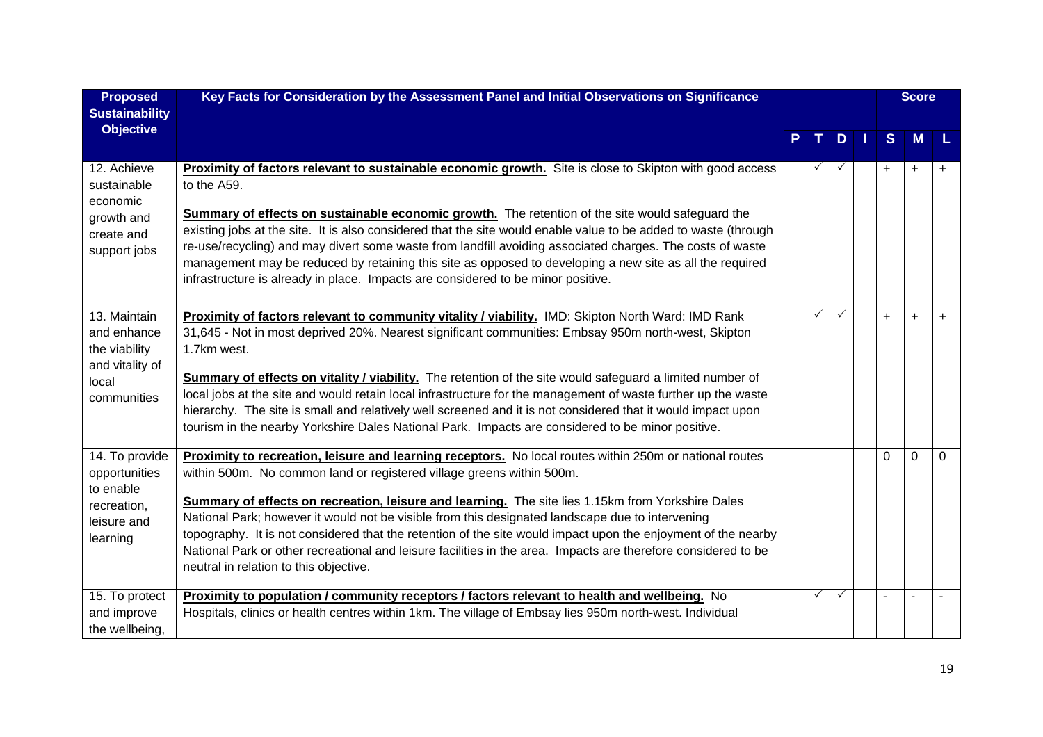| Proposed Sustainability Objective | Key Facts for Consideration by the Assessment Panel and Initial Observations on Significance | | | | | Score | | |
|---|---|---|---|---|---|---|---|---|
| | | P | T | D | I | S | M | L |
| 12. Achieve sustainable economic growth and create and support jobs | **Proximity of factors relevant to sustainable economic growth.** Site is close to Skipton with good access to the A59.<br><br>**Summary of effects on sustainable economic growth.** The retention of the site would safeguard the existing jobs at the site. It is also considered that the site would enable value to be added to waste (through re-use/recycling) and may divert some waste from landfill avoiding associated charges. The costs of waste management may be reduced by retaining this site as opposed to developing a new site as all the required infrastructure is already in place. Impacts are considered to be minor positive. | | ✓ | ✓ | | + | + | + |
| 13. Maintain and enhance the viability and vitality of local communities | **Proximity of factors relevant to community vitality / viability.** IMD: Skipton North Ward: IMD Rank 31,645 - Not in most deprived 20%. Nearest significant communities: Embsay 950m north-west, Skipton 1.7km west.<br><br>**Summary of effects on vitality / viability.** The retention of the site would safeguard a limited number of local jobs at the site and would retain local infrastructure for the management of waste further up the waste hierarchy. The site is small and relatively well screened and it is not considered that it would impact upon tourism in the nearby Yorkshire Dales National Park. Impacts are considered to be minor positive. | | ✓ | ✓ | | + | + | + |
| 14. To provide opportunities to enable recreation, leisure and learning | **Proximity to recreation, leisure and learning receptors.** No local routes within 250m or national routes within 500m. No common land or registered village greens within 500m.<br><br>**Summary of effects on recreation, leisure and learning.** The site lies 1.15km from Yorkshire Dales National Park; however it would not be visible from this designated landscape due to intervening topography. It is not considered that the retention of the site would impact upon the enjoyment of the nearby National Park or other recreational and leisure facilities in the area. Impacts are therefore considered to be neutral in relation to this objective. | | | | | 0 | 0 | 0 |
| 15. To protect and improve the wellbeing, | **Proximity to population / community receptors / factors relevant to health and wellbeing.** No Hospitals, clinics or health centres within 1km. The village of Embsay lies 950m north-west. Individual | | ✓ | ✓ | | - | - | - |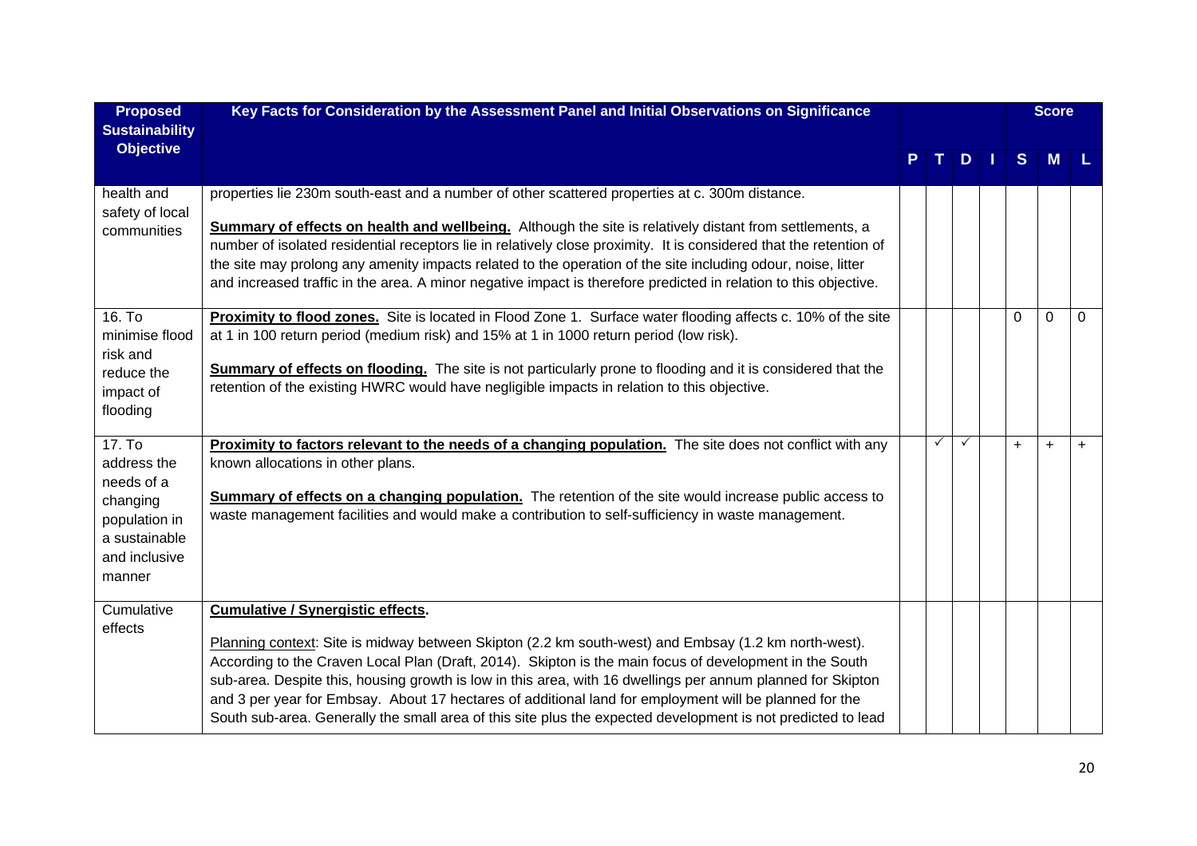| Proposed Sustainability Objective | Key Facts for Consideration by the Assessment Panel and Initial Observations on Significance | P | T | D | I | S | M | L |
|---|---|---|---|---|---|---|---|---|
| health and safety of local communities | properties lie 230m south-east and a number of other scattered properties at c. 300m distance.<br><br>**Summary of effects on health and wellbeing.** Although the site is relatively distant from settlements, a number of isolated residential receptors lie in relatively close proximity. It is considered that the retention of the site may prolong any amenity impacts related to the operation of the site including odour, noise, litter and increased traffic in the area. A minor negative impact is therefore predicted in relation to this objective. | | | | | | | |
| 16. To minimise flood risk and reduce the impact of flooding | **Proximity to flood zones.** Site is located in Flood Zone 1. Surface water flooding affects c. 10% of the site at 1 in 100 return period (medium risk) and 15% at 1 in 1000 return period (low risk).<br><br>**Summary of effects on flooding.** The site is not particularly prone to flooding and it is considered that the retention of the existing HWRC would have negligible impacts in relation to this objective. | | | | | 0 | 0 | 0 |
| 17. To address the needs of a changing population in a sustainable and inclusive manner | **Proximity to factors relevant to the needs of a changing population.** The site does not conflict with any known allocations in other plans.<br><br>**Summary of effects on a changing population.** The retention of the site would increase public access to waste management facilities and would make a contribution to self-sufficiency in waste management. | | ✓ | ✓ | | + | + | + |
| Cumulative effects | **Cumulative / Synergistic effects.**<br><br>Planning context: Site is midway between Skipton (2.2 km south-west) and Embsay (1.2 km north-west). According to the Craven Local Plan (Draft, 2014). Skipton is the main focus of development in the South sub-area. Despite this, housing growth is low in this area, with 16 dwellings per annum planned for Skipton and 3 per year for Embsay. About 17 hectares of additional land for employment will be planned for the South sub-area. Generally the small area of this site plus the expected development is not predicted to lead | | | | | | | |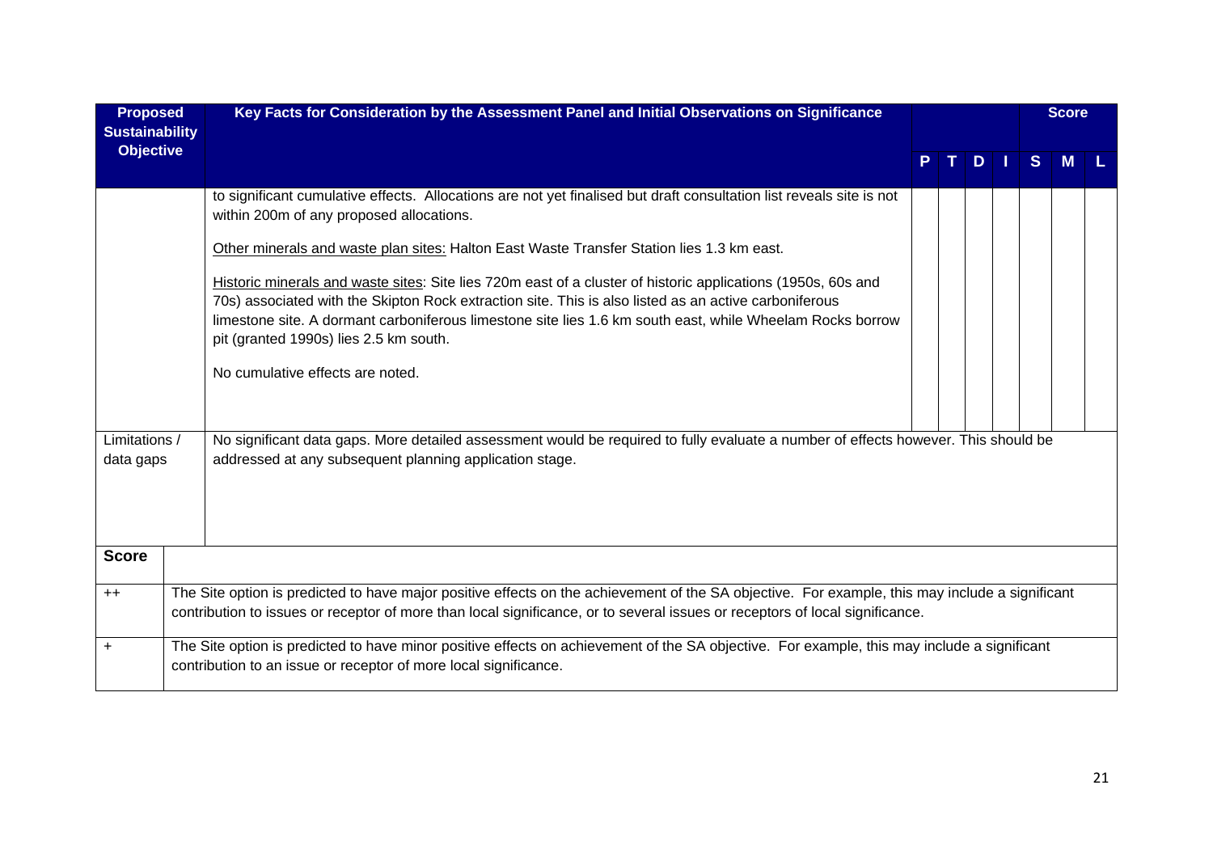| Proposed Sustainability Objective | Key Facts for Consideration by the Assessment Panel and Initial Observations on Significance | P | T | D | I | S | M | L |
|---|---|---|---|---|---|---|---|---|
| | to significant cumulative effects. Allocations are not yet finalised but draft consultation list reveals site is not within 200m of any proposed allocations.<br><br><u>Other minerals and waste plan sites:</u> Halton East Waste Transfer Station lies 1.3 km east.<br><br><u>Historic minerals and waste sites</u>: Site lies 720m east of a cluster of historic applications (1950s, 60s and 70s) associated with the Skipton Rock extraction site. This is also listed as an active carboniferous limestone site. A dormant carboniferous limestone site lies 1.6 km south east, while Wheelam Rocks borrow pit (granted 1990s) lies 2.5 km south.<br><br>No cumulative effects are noted. | | | | | | | |
| Limitations / data gaps | No significant data gaps. More detailed assessment would be required to fully evaluate a number of effects however. This should be addressed at any subsequent planning application stage. | | | | | | | |

| Score | |
|---|---|
| ++ | The Site option is predicted to have major positive effects on the achievement of the SA objective. For example, this may include a significant contribution to issues or receptor of more than local significance, or to several issues or receptors of local significance. |
| + | The Site option is predicted to have minor positive effects on achievement of the SA objective. For example, this may include a significant contribution to an issue or receptor of more local significance. |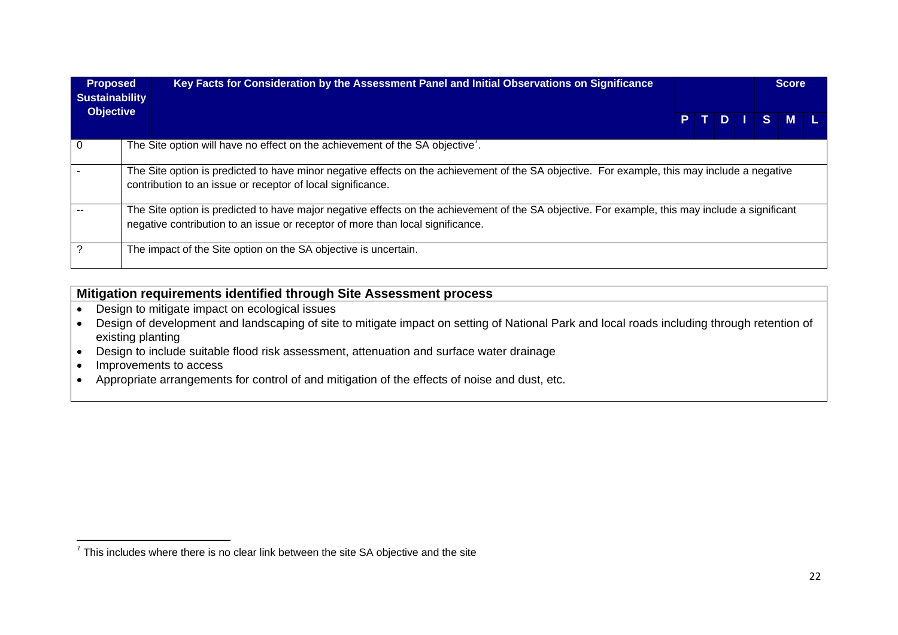| Proposed Sustainability Objective | Key Facts for Consideration by the Assessment Panel and Initial Observations on Significance | Score | | | | | | |
|---|---|---|---|---|---|---|---|---|
| | | P | T | D | I | S | M | L |
| 0 | The Site option will have no effect on the achievement of the SA objective[7]. | | | | | | | |
| - | The Site option is predicted to have minor negative effects on the achievement of the SA objective. For example, this may include a negative contribution to an issue or receptor of local significance. | | | | | | | |
| -- | The Site option is predicted to have major negative effects on the achievement of the SA objective. For example, this may include a significant negative contribution to an issue or receptor of more than local significance. | | | | | | | |
| ? | The impact of the Site option on the SA objective is uncertain. | | | | | | | |

**Mitigation requirements identified through Site Assessment process**

- Design to mitigate impact on ecological issues
- Design of development and landscaping of site to mitigate impact on setting of National Park and local roads including through retention of existing planting
- Design to include suitable flood risk assessment, attenuation and surface water drainage
- Improvements to access
- Appropriate arrangements for control of and mitigation of the effects of noise and dust, etc.

[7] This includes where there is no clear link between the site SA objective and the site